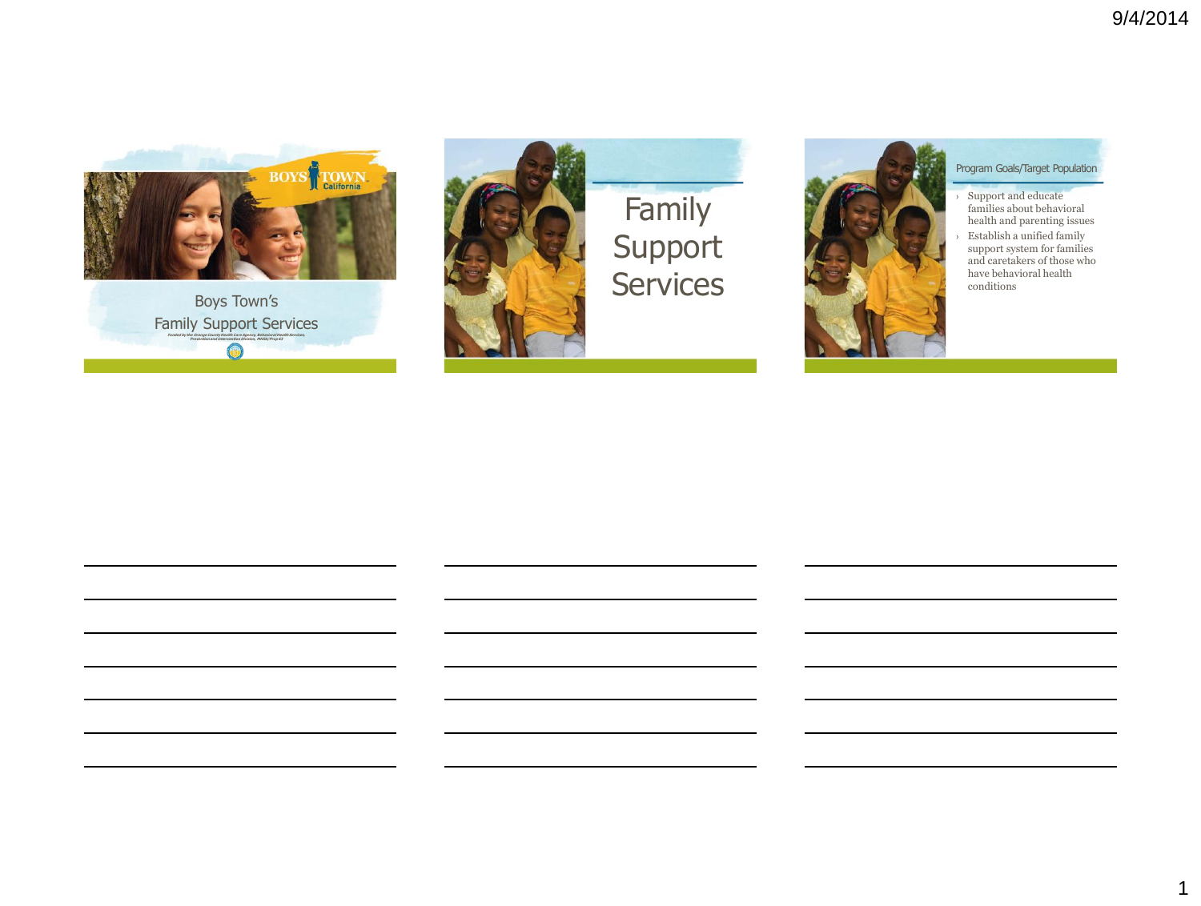Boys Town's

Family Support Services

Funded by the Orange County Health Care Agency, Behavioral Health Services, Prevention and Intervention Division, MHSA/Prop 63

# Family Support Services

## Program Goals/Target Population

- Support and educate families about behavioral health and parenting issues
- Establish a unified family support system for families and caretakers of those who have behavioral health conditions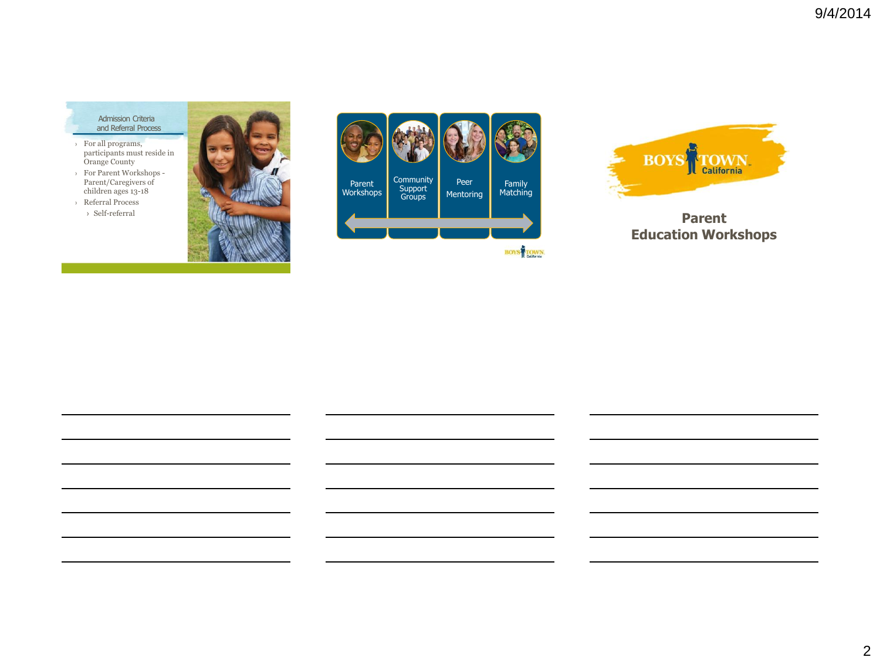## Admission Criteria and Referral Process

- For all programs, participants must reside in Orange County
- For Parent Workshops - Parent/Caregivers of children ages 13-18
- Referral Process
  - Self-referral

Parent Workshops

Community Support Groups

Peer Mentoring

Family Matching

BOYS TOWN California

## Parent Education Workshops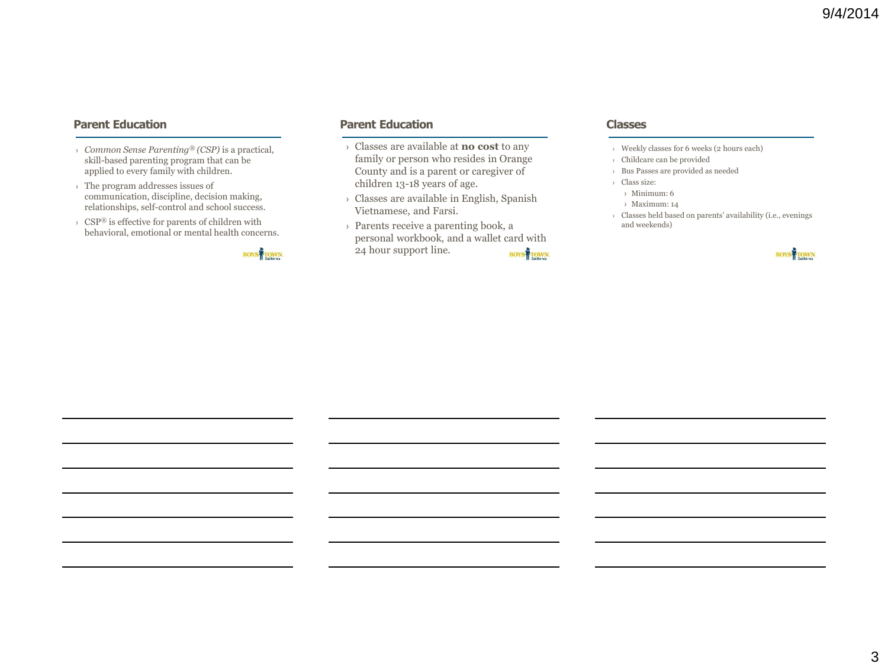## Parent Education

- *Common Sense Parenting® (CSP)* is a practical, skill-based parenting program that can be applied to every family with children.
- The program addresses issues of communication, discipline, decision making, relationships, self-control and school success.
- CSP® is effective for parents of children with behavioral, emotional or mental health concerns.

## Parent Education

- Classes are available at **no cost** to any family or person who resides in Orange County and is a parent or caregiver of children 13-18 years of age.
- Classes are available in English, Spanish Vietnamese, and Farsi.
- Parents receive a parenting book, a personal workbook, and a wallet card with 24 hour support line.

## Classes

- Weekly classes for 6 weeks (2 hours each)
- Childcare can be provided
- Bus Passes are provided as needed
- Class size:
  - Minimum: 6
  - Maximum: 14
- Classes held based on parents' availability (i.e., evenings and weekends)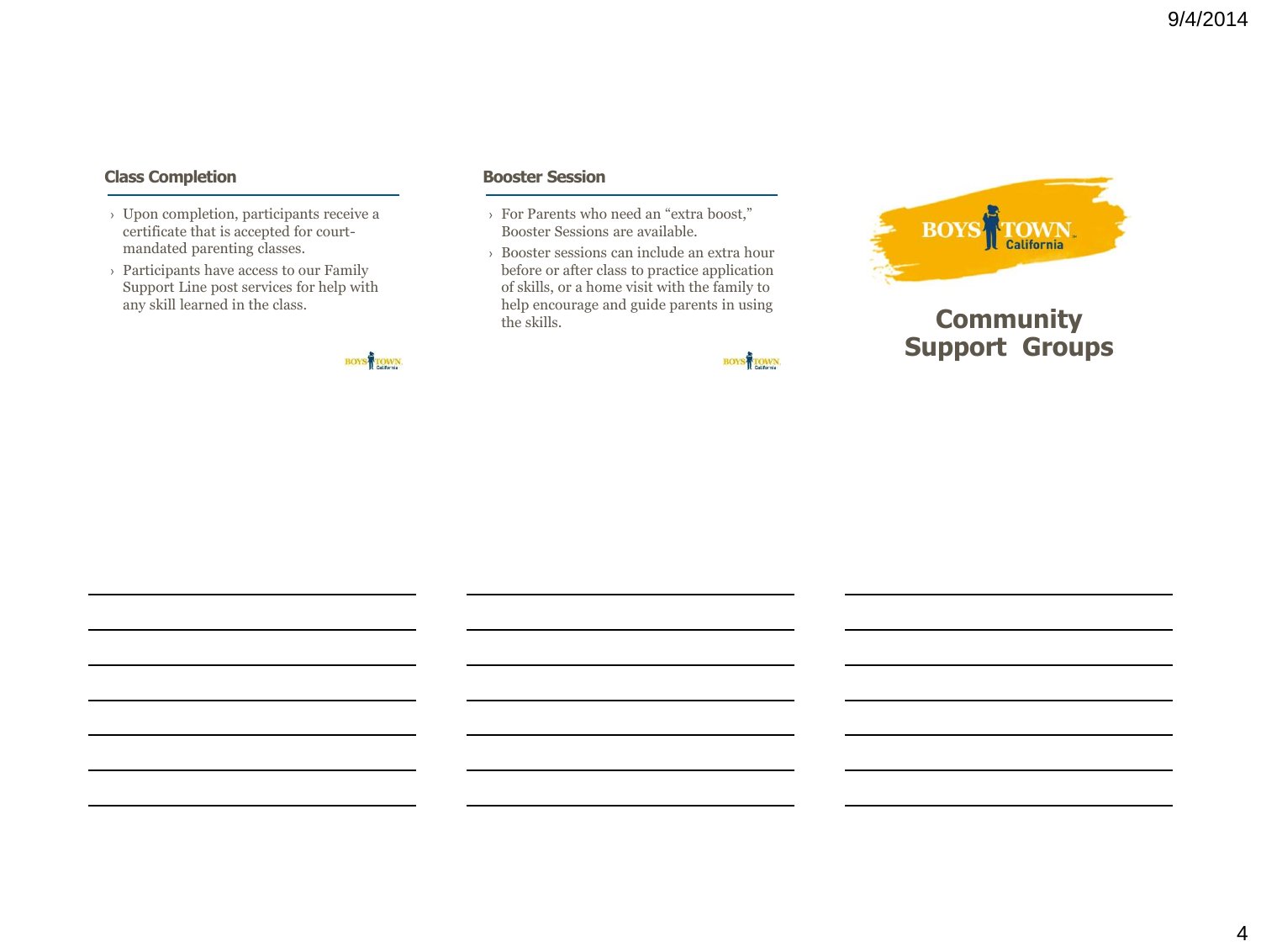## Class Completion

- Upon completion, participants receive a certificate that is accepted for court-mandated parenting classes.
- Participants have access to our Family Support Line post services for help with any skill learned in the class.

## Booster Session

- For Parents who need an "extra boost," Booster Sessions are available.
- Booster sessions can include an extra hour before or after class to practice application of skills, or a home visit with the family to help encourage and guide parents in using the skills.

BOYS TOWN California

# Community Support Groups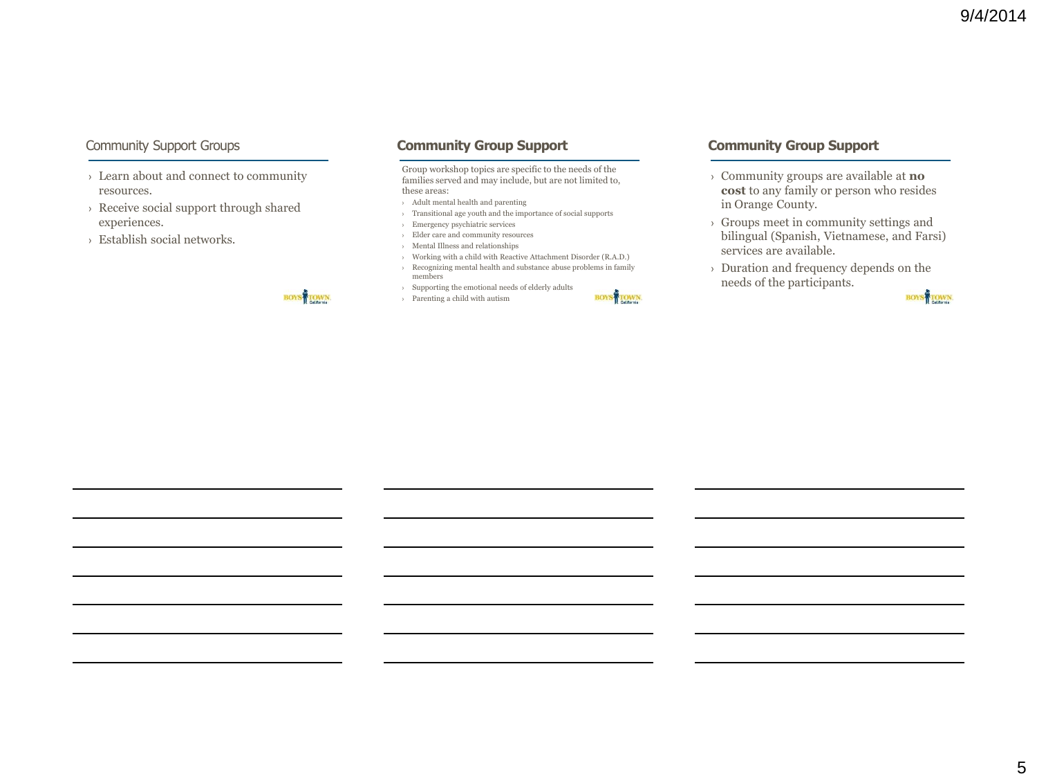## Community Support Groups

- Learn about and connect to community resources.
- Receive social support through shared experiences.
- Establish social networks.

## Community Group Support

Group workshop topics are specific to the needs of the families served and may include, but are not limited to, these areas:

- Adult mental health and parenting
- Transitional age youth and the importance of social supports
- Emergency psychiatric services
- Elder care and community resources
- Mental Illness and relationships
- Working with a child with Reactive Attachment Disorder (R.A.D.)
- Recognizing mental health and substance abuse problems in family members
- Supporting the emotional needs of elderly adults
- Parenting a child with autism

## Community Group Support

- Community groups are available at **no cost** to any family or person who resides in Orange County.
- Groups meet in community settings and bilingual (Spanish, Vietnamese, and Farsi) services are available.
- Duration and frequency depends on the needs of the participants.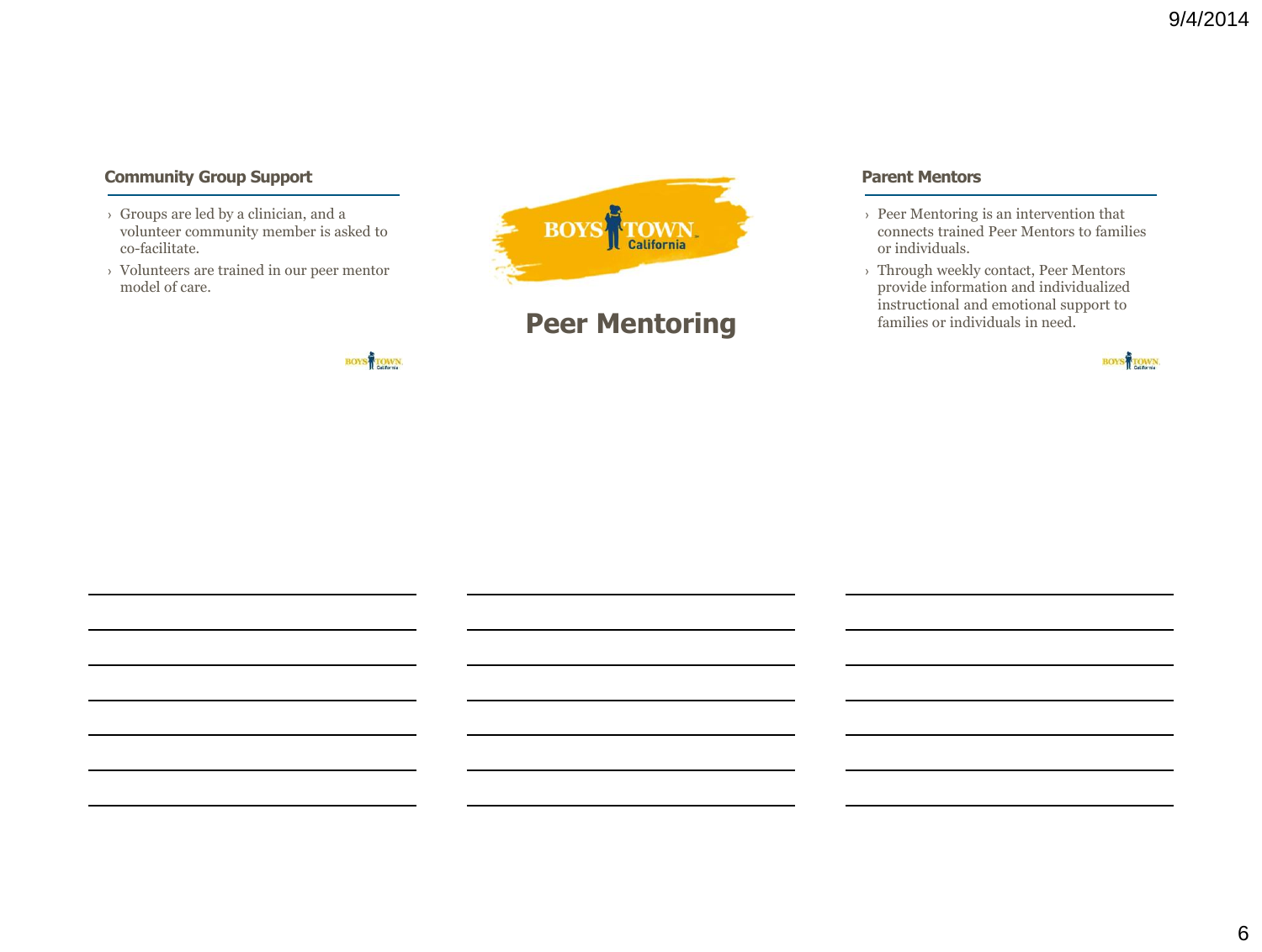## Community Group Support

- Groups are led by a clinician, and a volunteer community member is asked to co-facilitate.
- Volunteers are trained in our peer mentor model of care.

BOYS TOWN California

# Peer Mentoring

## Parent Mentors

- Peer Mentoring is an intervention that connects trained Peer Mentors to families or individuals.
- Through weekly contact, Peer Mentors provide information and individualized instructional and emotional support to families or individuals in need.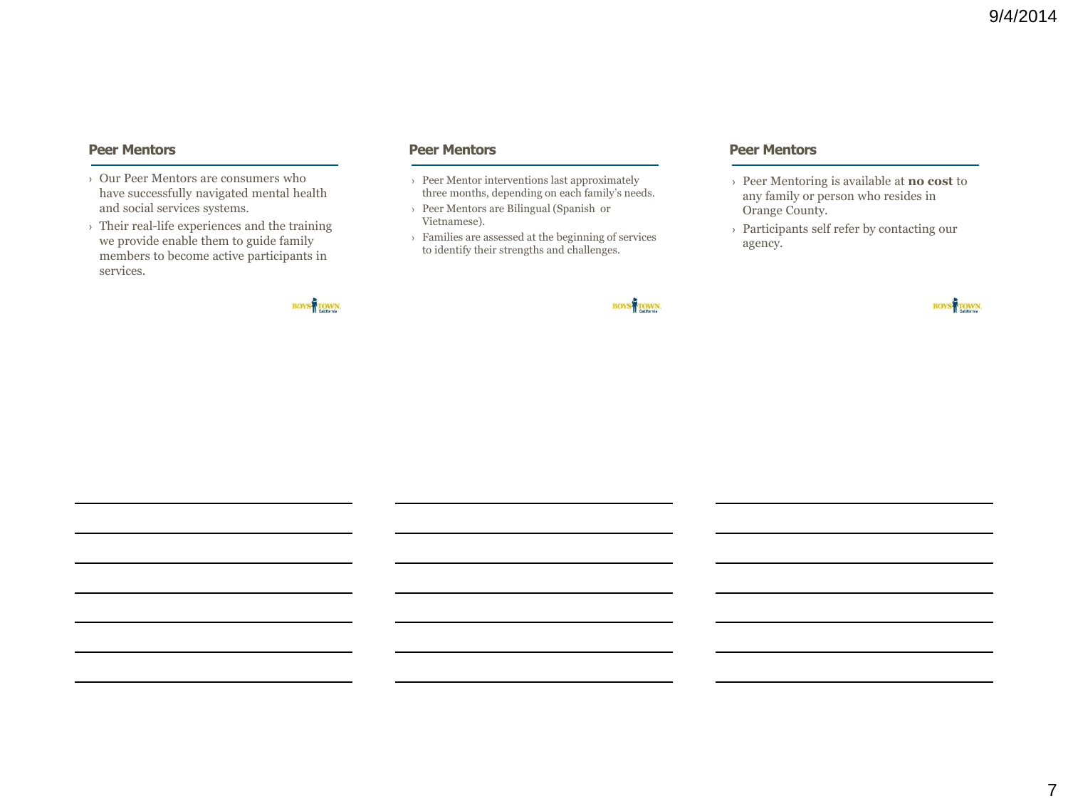## Peer Mentors

- Our Peer Mentors are consumers who have successfully navigated mental health and social services systems.
- Their real-life experiences and the training we provide enable them to guide family members to become active participants in services.

BOYS TOWN California

## Peer Mentors

- Peer Mentor interventions last approximately three months, depending on each family's needs.
- Peer Mentors are Bilingual (Spanish or Vietnamese).
- Families are assessed at the beginning of services to identify their strengths and challenges.

BOYS TOWN California

## Peer Mentors

- Peer Mentoring is available at **no cost** to any family or person who resides in Orange County.
- Participants self refer by contacting our agency.

BOYS TOWN California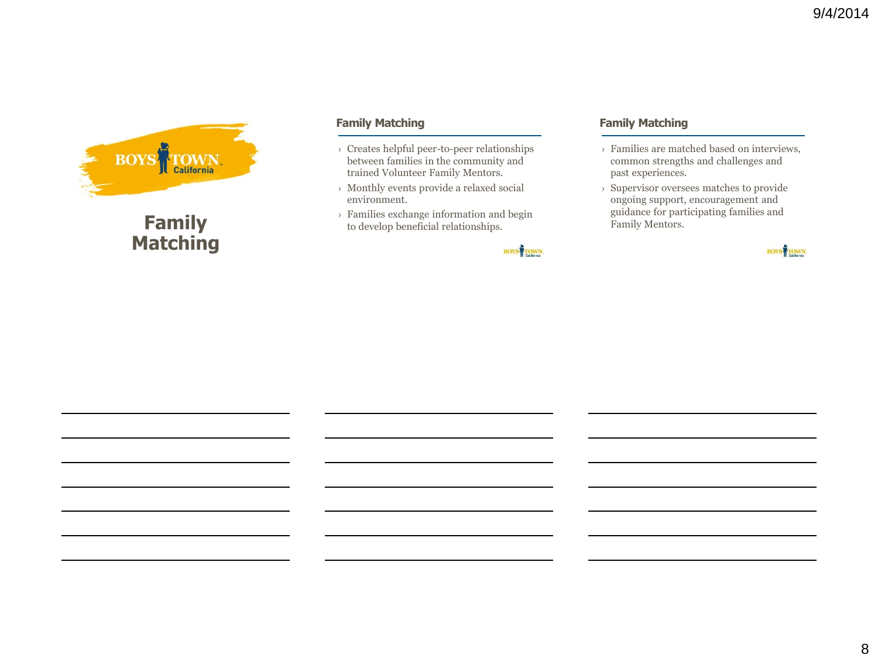# Family Matching

## Family Matching

- Creates helpful peer-to-peer relationships between families in the community and trained Volunteer Family Mentors.
- Monthly events provide a relaxed social environment.
- Families exchange information and begin to develop beneficial relationships.

## Family Matching

- Families are matched based on interviews, common strengths and challenges and past experiences.
- Supervisor oversees matches to provide ongoing support, encouragement and guidance for participating families and Family Mentors.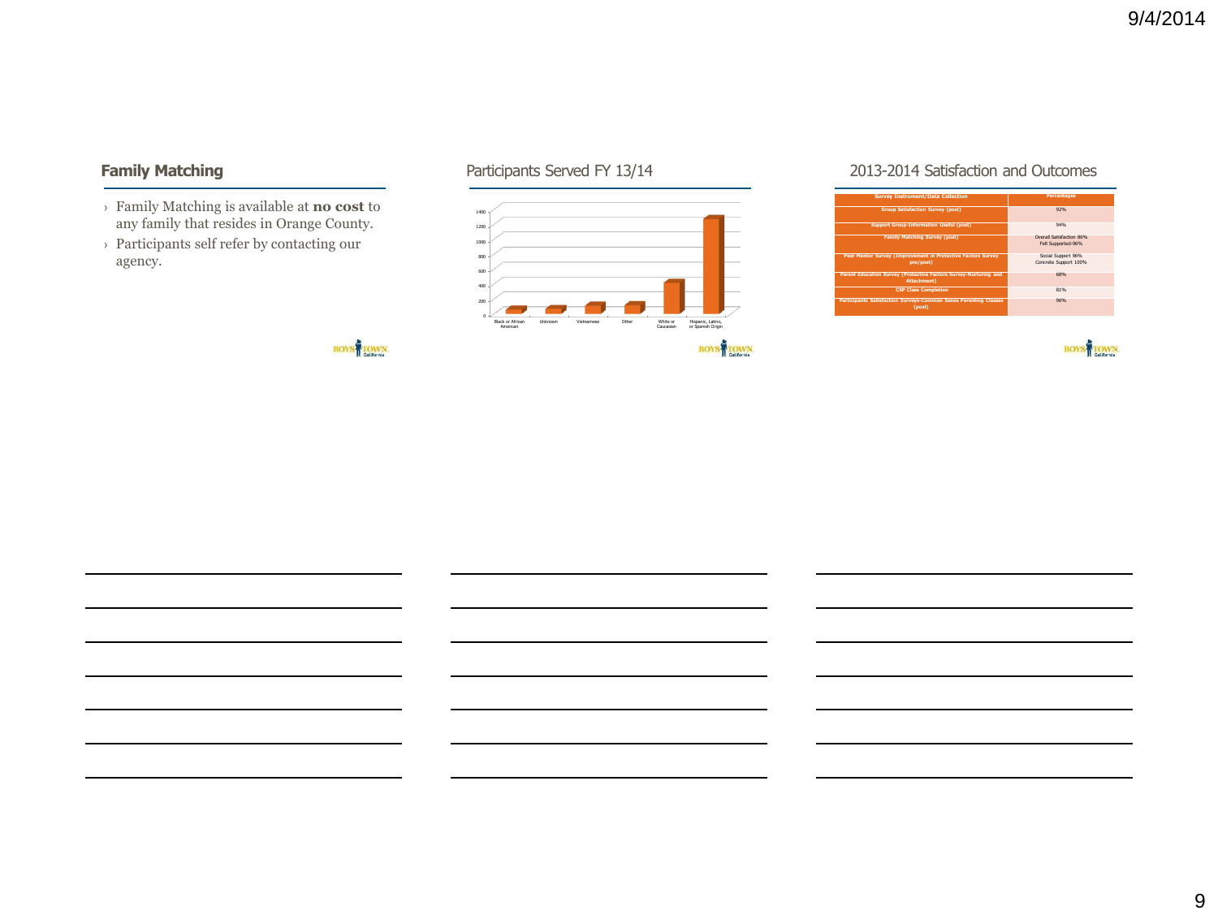## Family Matching

- Family Matching is available at **no cost** to any family that resides in Orange County.
- Participants self refer by contacting our agency.

## Participants Served FY 13/14

1400
1200
1000
800
600
400
200
0

Black or African American
Unknown
Vietnamese
Other
White or Caucasian
Hispanic, Latino, or Spanish Origin

## 2013-2014 Satisfaction and Outcomes

| Survey Instrument/Data Collection | Percentages |
|---|---|
| Group Satisfaction Survey (post) | 92% |
| Support Group-Information Useful (post) | 94% |
| Family Matching Survey (post) | Overall Satisfaction 86%<br>Felt Supported-96% |
| Peer Mentor Survey (Improvement in Protective Factors Survey pre/post) | Social Support 96%<br>Concrete Support 100% |
| Parent Education Survey (Protective Factors Survey-Nurturing and Attachment) | 68% |
| CSP Class Completion | 81% |
| Participants Satisfaction Surveys-Common Sense Parenting Classes (post) | 96% |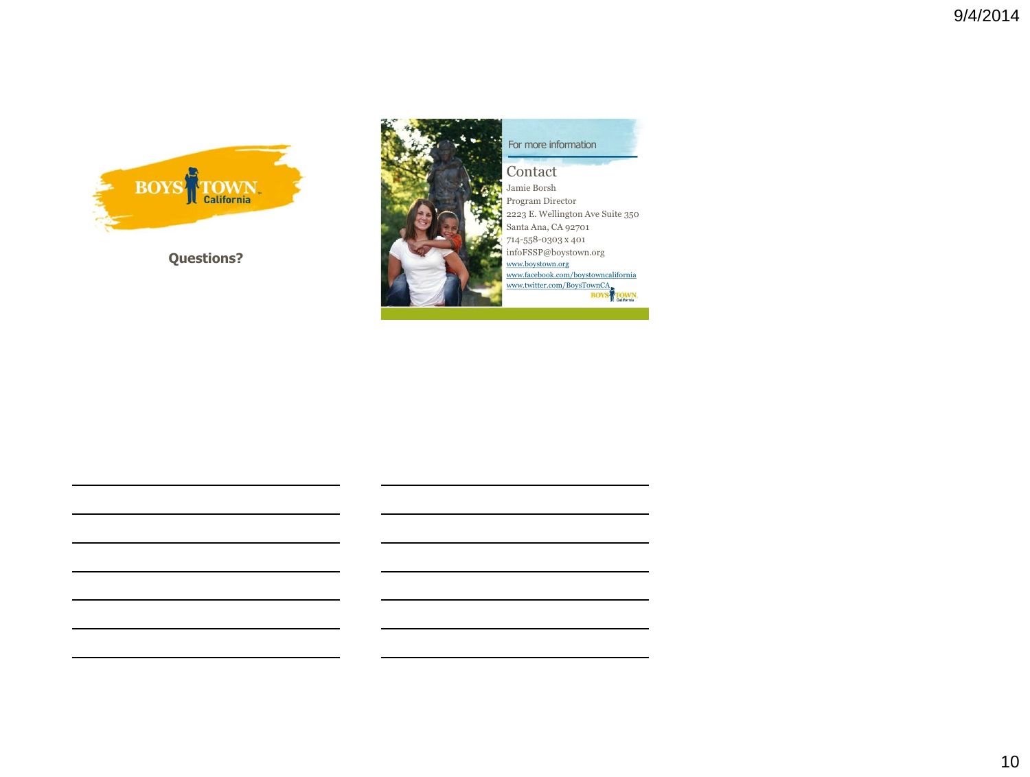BOYS TOWN California

**Questions?**

For more information

## Contact

Jamie Borsh
Program Director
2223 E. Wellington Ave Suite 350
Santa Ana, CA 92701
714-558-0303 x 401
infoFSSP@boystown.org
www.boystown.org
www.facebook.com/boystowncalifornia
www.twitter.com/BoysTownCA

BOYS TOWN California